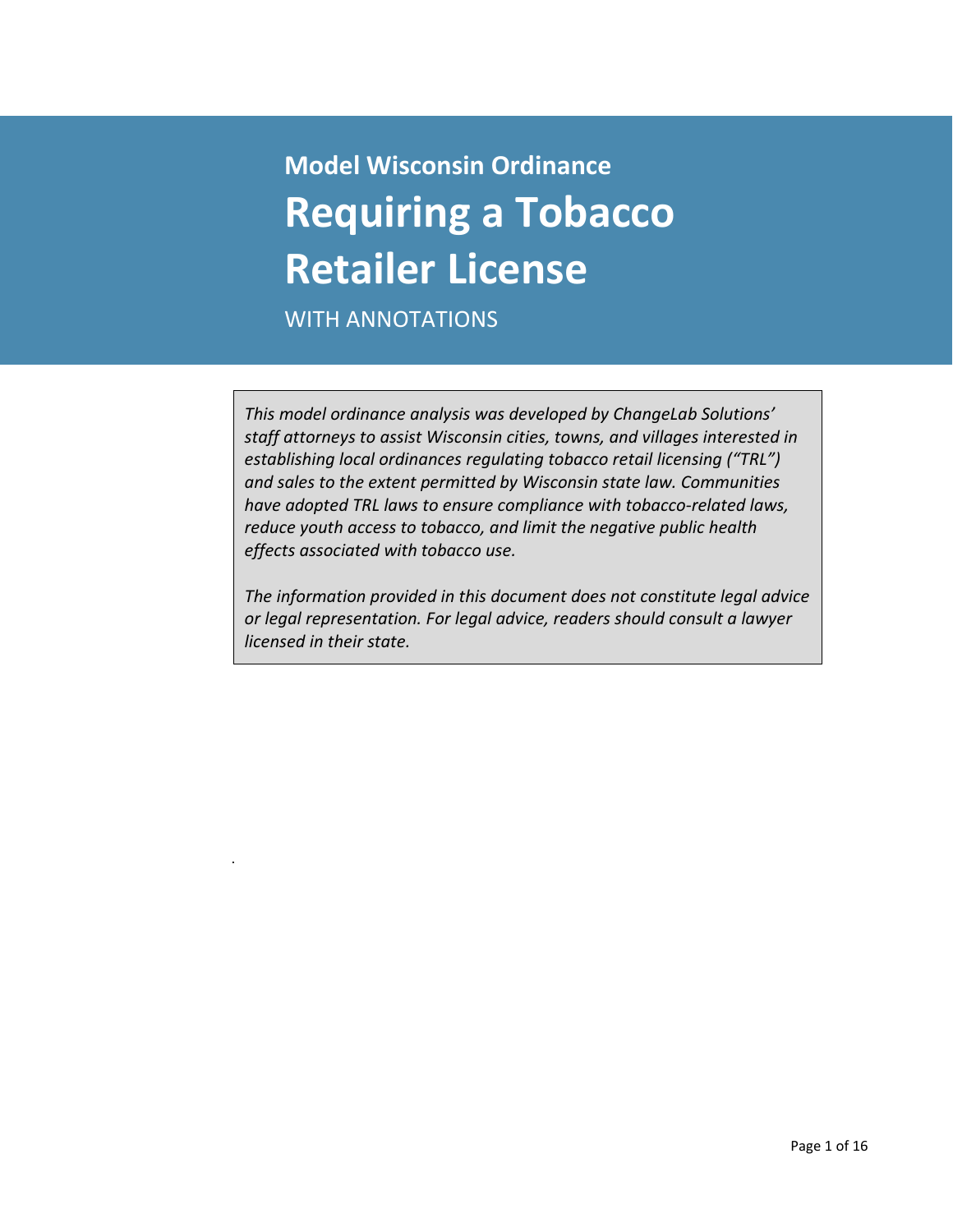**Model Wisconsin Ordinance**

# Requiring a Tobacco Retailer License

WITH ANNOTATIONS

*This model ordinance analysis was developed by ChangeLab Solutions' staff attorneys to assist Wisconsin cities, towns, and villages interested in establishing local ordinances regulating tobacco retail licensing ("TRL") and sales to the extent permitted by Wisconsin state law. Communities have adopted TRL laws to ensure compliance with tobacco-related laws, reduce youth access to tobacco, and limit the negative public health effects associated with tobacco use.*

*The information provided in this document does not constitute legal advice or legal representation. For legal advice, readers should consult a lawyer licensed in their state.*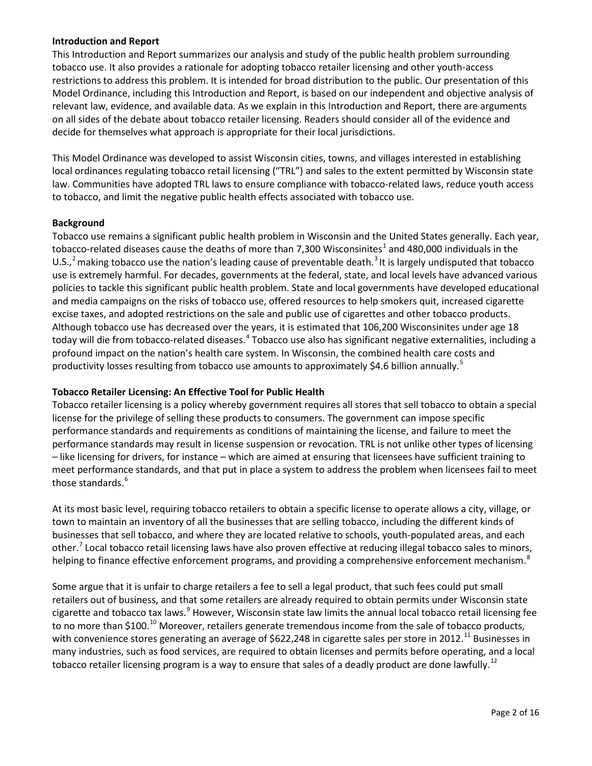**Introduction and Report**

This Introduction and Report summarizes our analysis and study of the public health problem surrounding tobacco use. It also provides a rationale for adopting tobacco retailer licensing and other youth-access restrictions to address this problem. It is intended for broad distribution to the public. Our presentation of this Model Ordinance, including this Introduction and Report, is based on our independent and objective analysis of relevant law, evidence, and available data. As we explain in this Introduction and Report, there are arguments on all sides of the debate about tobacco retailer licensing. Readers should consider all of the evidence and decide for themselves what approach is appropriate for their local jurisdictions.

This Model Ordinance was developed to assist Wisconsin cities, towns, and villages interested in establishing local ordinances regulating tobacco retail licensing ("TRL") and sales to the extent permitted by Wisconsin state law. Communities have adopted TRL laws to ensure compliance with tobacco-related laws, reduce youth access to tobacco, and limit the negative public health effects associated with tobacco use.

**Background**

Tobacco use remains a significant public health problem in Wisconsin and the United States generally. Each year, tobacco-related diseases cause the deaths of more than 7,300 Wisconsinites[1] and 480,000 individuals in the U.S.,[2] making tobacco use the nation's leading cause of preventable death.[3] It is largely undisputed that tobacco use is extremely harmful. For decades, governments at the federal, state, and local levels have advanced various policies to tackle this significant public health problem. State and local governments have developed educational and media campaigns on the risks of tobacco use, offered resources to help smokers quit, increased cigarette excise taxes, and adopted restrictions on the sale and public use of cigarettes and other tobacco products. Although tobacco use has decreased over the years, it is estimated that 106,200 Wisconsinites under age 18 today will die from tobacco-related diseases.[4] Tobacco use also has significant negative externalities, including a profound impact on the nation's health care system. In Wisconsin, the combined health care costs and productivity losses resulting from tobacco use amounts to approximately $4.6 billion annually.[5]

**Tobacco Retailer Licensing: An Effective Tool for Public Health**

Tobacco retailer licensing is a policy whereby government requires all stores that sell tobacco to obtain a special license for the privilege of selling these products to consumers. The government can impose specific performance standards and requirements as conditions of maintaining the license, and failure to meet the performance standards may result in license suspension or revocation. TRL is not unlike other types of licensing – like licensing for drivers, for instance – which are aimed at ensuring that licensees have sufficient training to meet performance standards, and that put in place a system to address the problem when licensees fail to meet those standards.[6]

At its most basic level, requiring tobacco retailers to obtain a specific license to operate allows a city, village, or town to maintain an inventory of all the businesses that are selling tobacco, including the different kinds of businesses that sell tobacco, and where they are located relative to schools, youth-populated areas, and each other.[7] Local tobacco retail licensing laws have also proven effective at reducing illegal tobacco sales to minors, helping to finance effective enforcement programs, and providing a comprehensive enforcement mechanism.[8]

Some argue that it is unfair to charge retailers a fee to sell a legal product, that such fees could put small retailers out of business, and that some retailers are already required to obtain permits under Wisconsin state cigarette and tobacco tax laws.[9] However, Wisconsin state law limits the annual local tobacco retail licensing fee to no more than $100.[10] Moreover, retailers generate tremendous income from the sale of tobacco products, with convenience stores generating an average of $622,248 in cigarette sales per store in 2012.[11] Businesses in many industries, such as food services, are required to obtain licenses and permits before operating, and a local tobacco retailer licensing program is a way to ensure that sales of a deadly product are done lawfully.[12]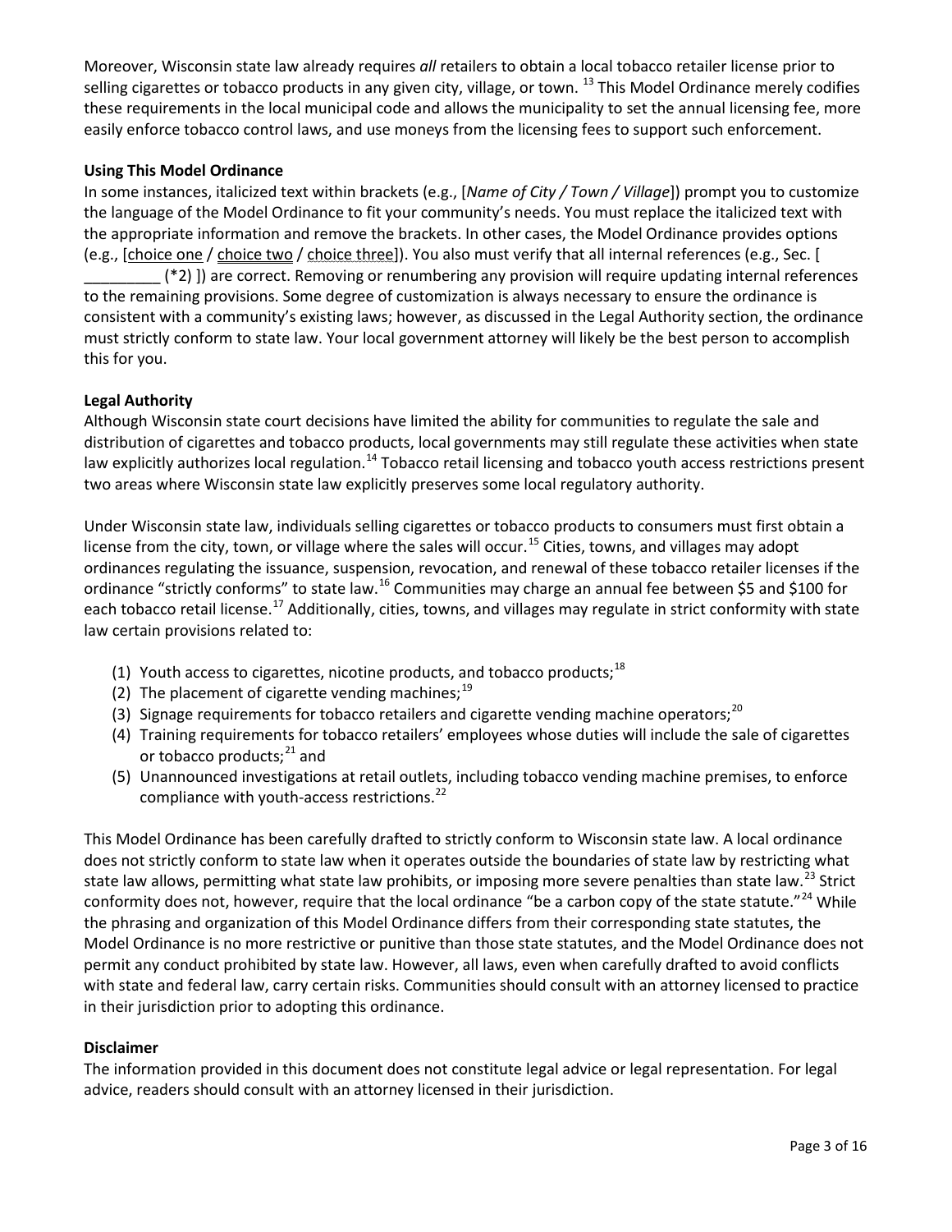Moreover, Wisconsin state law already requires *all* retailers to obtain a local tobacco retailer license prior to selling cigarettes or tobacco products in any given city, village, or town. [13] This Model Ordinance merely codifies these requirements in the local municipal code and allows the municipality to set the annual licensing fee, more easily enforce tobacco control laws, and use moneys from the licensing fees to support such enforcement.

**Using This Model Ordinance**

In some instances, italicized text within brackets (e.g., [*Name of City / Town / Village*]) prompt you to customize the language of the Model Ordinance to fit your community's needs. You must replace the italicized text with the appropriate information and remove the brackets. In other cases, the Model Ordinance provides options (e.g., [choice one / choice two / choice three]). You also must verify that all internal references (e.g., Sec. [ _________ (*2) ]) are correct. Removing or renumbering any provision will require updating internal references to the remaining provisions. Some degree of customization is always necessary to ensure the ordinance is consistent with a community's existing laws; however, as discussed in the Legal Authority section, the ordinance must strictly conform to state law. Your local government attorney will likely be the best person to accomplish this for you.

**Legal Authority**

Although Wisconsin state court decisions have limited the ability for communities to regulate the sale and distribution of cigarettes and tobacco products, local governments may still regulate these activities when state law explicitly authorizes local regulation.[14] Tobacco retail licensing and tobacco youth access restrictions present two areas where Wisconsin state law explicitly preserves some local regulatory authority.

Under Wisconsin state law, individuals selling cigarettes or tobacco products to consumers must first obtain a license from the city, town, or village where the sales will occur.[15] Cities, towns, and villages may adopt ordinances regulating the issuance, suspension, revocation, and renewal of these tobacco retailer licenses if the ordinance "strictly conforms" to state law.[16] Communities may charge an annual fee between $5 and $100 for each tobacco retail license.[17] Additionally, cities, towns, and villages may regulate in strict conformity with state law certain provisions related to:

(1) Youth access to cigarettes, nicotine products, and tobacco products;[18]
(2) The placement of cigarette vending machines;[19]
(3) Signage requirements for tobacco retailers and cigarette vending machine operators;[20]
(4) Training requirements for tobacco retailers' employees whose duties will include the sale of cigarettes or tobacco products;[21] and
(5) Unannounced investigations at retail outlets, including tobacco vending machine premises, to enforce compliance with youth-access restrictions.[22]

This Model Ordinance has been carefully drafted to strictly conform to Wisconsin state law. A local ordinance does not strictly conform to state law when it operates outside the boundaries of state law by restricting what state law allows, permitting what state law prohibits, or imposing more severe penalties than state law.[23] Strict conformity does not, however, require that the local ordinance "be a carbon copy of the state statute."[24] While the phrasing and organization of this Model Ordinance differs from their corresponding state statutes, the Model Ordinance is no more restrictive or punitive than those state statutes, and the Model Ordinance does not permit any conduct prohibited by state law. However, all laws, even when carefully drafted to avoid conflicts with state and federal law, carry certain risks. Communities should consult with an attorney licensed to practice in their jurisdiction prior to adopting this ordinance.

**Disclaimer**

The information provided in this document does not constitute legal advice or legal representation. For legal advice, readers should consult with an attorney licensed in their jurisdiction.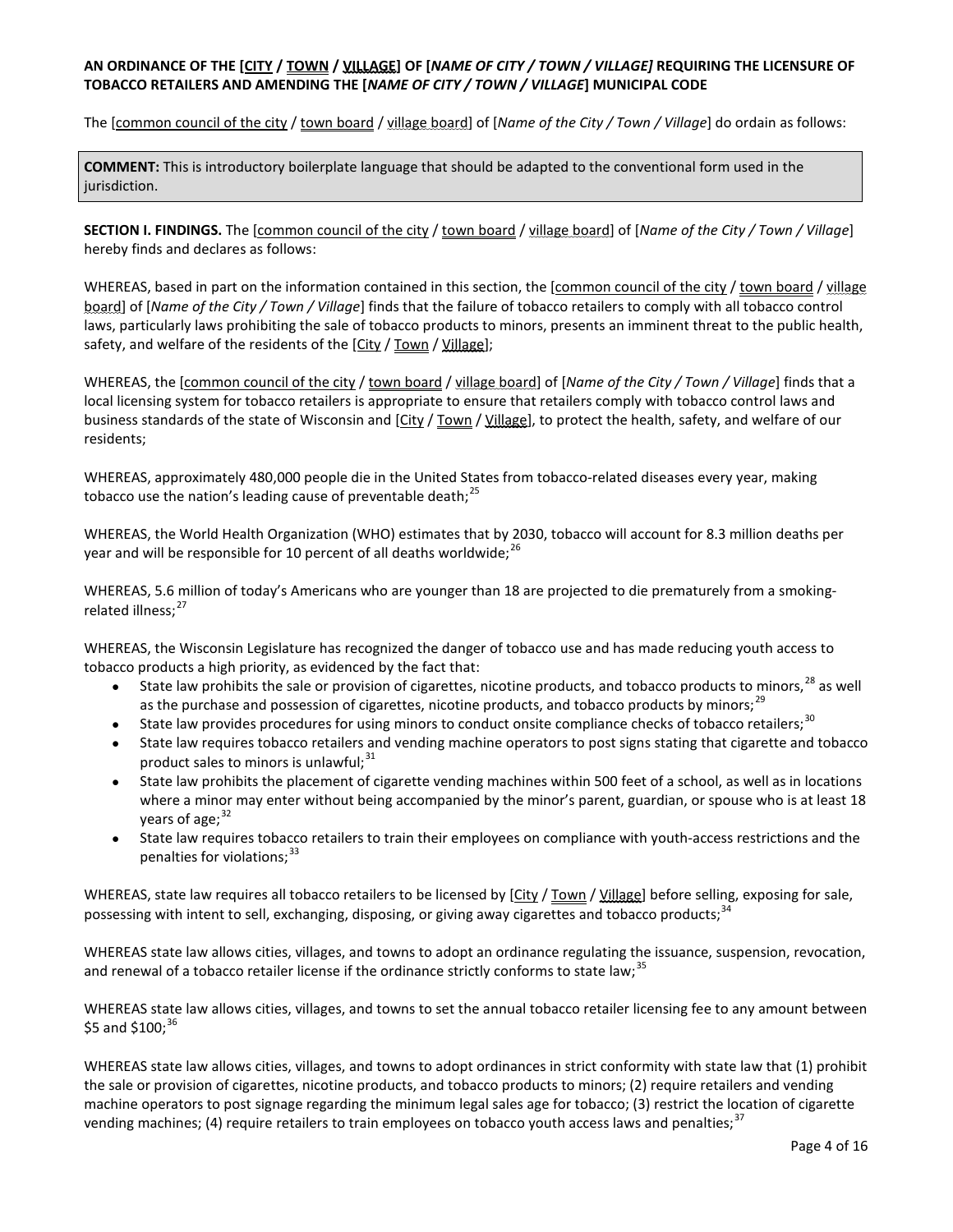**AN ORDINANCE OF THE [CITY / TOWN / VILLAGE] OF [*NAME OF CITY / TOWN / VILLAGE]* REQUIRING THE LICENSURE OF TOBACCO RETAILERS AND AMENDING THE [*NAME OF CITY / TOWN / VILLAGE*] MUNICIPAL CODE**

The [common council of the city / town board / village board] of [*Name of the City / Town / Village*] do ordain as follows:

> **COMMENT:** This is introductory boilerplate language that should be adapted to the conventional form used in the jurisdiction.

**SECTION I. FINDINGS.** The [common council of the city / town board / village board] of [*Name of the City / Town / Village*] hereby finds and declares as follows:

WHEREAS, based in part on the information contained in this section, the [common council of the city / town board / village board] of [*Name of the City / Town / Village*] finds that the failure of tobacco retailers to comply with all tobacco control laws, particularly laws prohibiting the sale of tobacco products to minors, presents an imminent threat to the public health, safety, and welfare of the residents of the [City / Town / Village];

WHEREAS, the [common council of the city / town board / village board] of [*Name of the City / Town / Village*] finds that a local licensing system for tobacco retailers is appropriate to ensure that retailers comply with tobacco control laws and business standards of the state of Wisconsin and [City / Town / Village], to protect the health, safety, and welfare of our residents;

WHEREAS, approximately 480,000 people die in the United States from tobacco-related diseases every year, making tobacco use the nation's leading cause of preventable death;[25]

WHEREAS, the World Health Organization (WHO) estimates that by 2030, tobacco will account for 8.3 million deaths per year and will be responsible for 10 percent of all deaths worldwide;[26]

WHEREAS, 5.6 million of today's Americans who are younger than 18 are projected to die prematurely from a smoking-related illness;[27]

WHEREAS, the Wisconsin Legislature has recognized the danger of tobacco use and has made reducing youth access to tobacco products a high priority, as evidenced by the fact that:

- State law prohibits the sale or provision of cigarettes, nicotine products, and tobacco products to minors,[28] as well as the purchase and possession of cigarettes, nicotine products, and tobacco products by minors;[29]
- State law provides procedures for using minors to conduct onsite compliance checks of tobacco retailers;[30]
- State law requires tobacco retailers and vending machine operators to post signs stating that cigarette and tobacco product sales to minors is unlawful;[31]
- State law prohibits the placement of cigarette vending machines within 500 feet of a school, as well as in locations where a minor may enter without being accompanied by the minor's parent, guardian, or spouse who is at least 18 years of age;[32]
- State law requires tobacco retailers to train their employees on compliance with youth-access restrictions and the penalties for violations;[33]

WHEREAS, state law requires all tobacco retailers to be licensed by [City / Town / Village] before selling, exposing for sale, possessing with intent to sell, exchanging, disposing, or giving away cigarettes and tobacco products;[34]

WHEREAS state law allows cities, villages, and towns to adopt an ordinance regulating the issuance, suspension, revocation, and renewal of a tobacco retailer license if the ordinance strictly conforms to state law;[35]

WHEREAS state law allows cities, villages, and towns to set the annual tobacco retailer licensing fee to any amount between $5 and $100;[36]

WHEREAS state law allows cities, villages, and towns to adopt ordinances in strict conformity with state law that (1) prohibit the sale or provision of cigarettes, nicotine products, and tobacco products to minors; (2) require retailers and vending machine operators to post signage regarding the minimum legal sales age for tobacco; (3) restrict the location of cigarette vending machines; (4) require retailers to train employees on tobacco youth access laws and penalties;[37]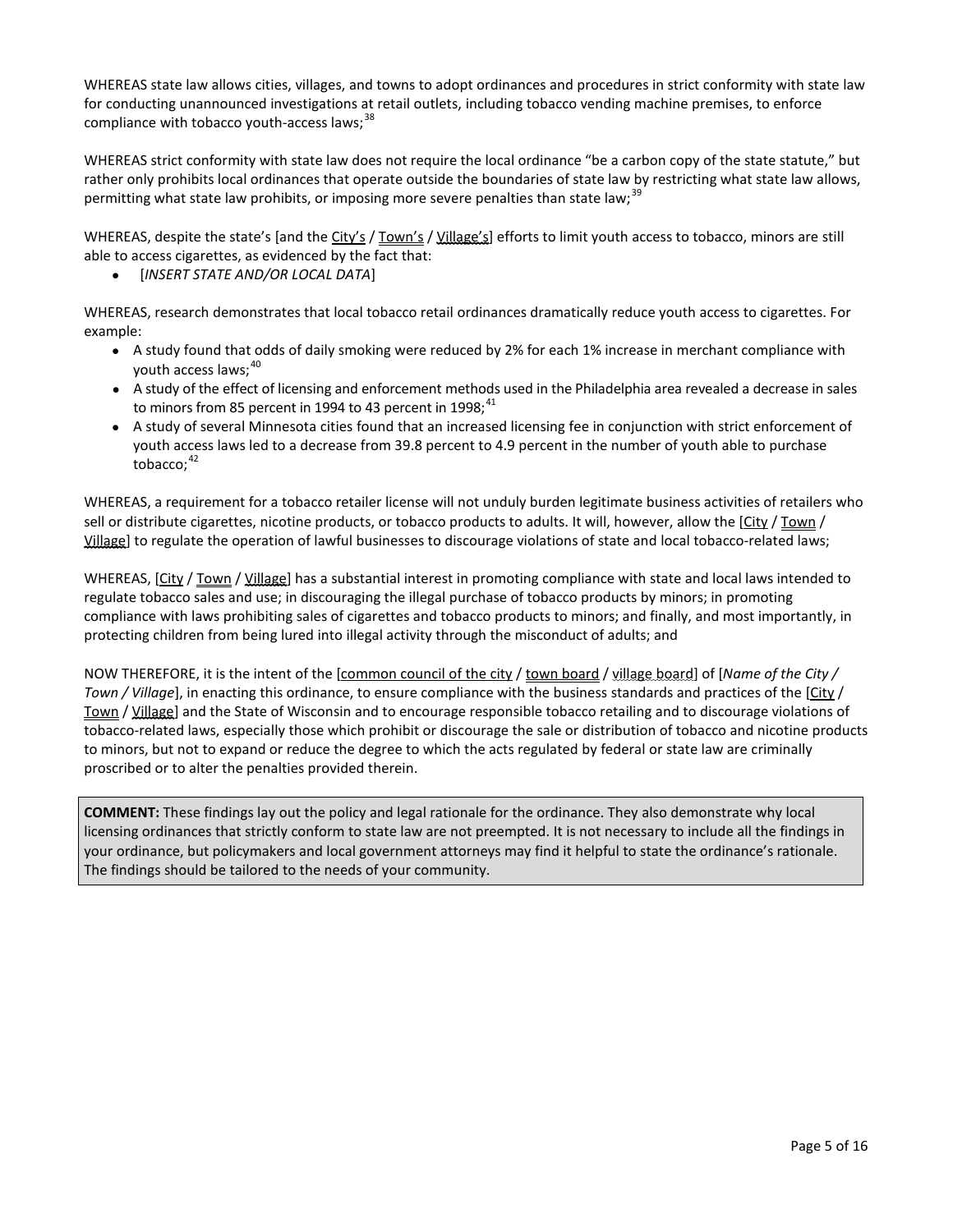WHEREAS state law allows cities, villages, and towns to adopt ordinances and procedures in strict conformity with state law for conducting unannounced investigations at retail outlets, including tobacco vending machine premises, to enforce compliance with tobacco youth-access laws;[38]

WHEREAS strict conformity with state law does not require the local ordinance "be a carbon copy of the state statute," but rather only prohibits local ordinances that operate outside the boundaries of state law by restricting what state law allows, permitting what state law prohibits, or imposing more severe penalties than state law;[39]

WHEREAS, despite the state's [and the City's / Town's / Village's] efforts to limit youth access to tobacco, minors are still able to access cigarettes, as evidenced by the fact that:

- [*INSERT STATE AND/OR LOCAL DATA*]

WHEREAS, research demonstrates that local tobacco retail ordinances dramatically reduce youth access to cigarettes. For example:

- A study found that odds of daily smoking were reduced by 2% for each 1% increase in merchant compliance with youth access laws;[40]
- A study of the effect of licensing and enforcement methods used in the Philadelphia area revealed a decrease in sales to minors from 85 percent in 1994 to 43 percent in 1998;[41]
- A study of several Minnesota cities found that an increased licensing fee in conjunction with strict enforcement of youth access laws led to a decrease from 39.8 percent to 4.9 percent in the number of youth able to purchase tobacco;[42]

WHEREAS, a requirement for a tobacco retailer license will not unduly burden legitimate business activities of retailers who sell or distribute cigarettes, nicotine products, or tobacco products to adults. It will, however, allow the [City / Town / Village] to regulate the operation of lawful businesses to discourage violations of state and local tobacco-related laws;

WHEREAS, [City / Town / Village] has a substantial interest in promoting compliance with state and local laws intended to regulate tobacco sales and use; in discouraging the illegal purchase of tobacco products by minors; in promoting compliance with laws prohibiting sales of cigarettes and tobacco products to minors; and finally, and most importantly, in protecting children from being lured into illegal activity through the misconduct of adults; and

NOW THEREFORE, it is the intent of the [common council of the city / town board / village board] of [*Name of the City / Town / Village*], in enacting this ordinance, to ensure compliance with the business standards and practices of the [City / Town / Village] and the State of Wisconsin and to encourage responsible tobacco retailing and to discourage violations of tobacco-related laws, especially those which prohibit or discourage the sale or distribution of tobacco and nicotine products to minors, but not to expand or reduce the degree to which the acts regulated by federal or state law are criminally proscribed or to alter the penalties provided therein.

**COMMENT:** These findings lay out the policy and legal rationale for the ordinance. They also demonstrate why local licensing ordinances that strictly conform to state law are not preempted. It is not necessary to include all the findings in your ordinance, but policymakers and local government attorneys may find it helpful to state the ordinance's rationale. The findings should be tailored to the needs of your community.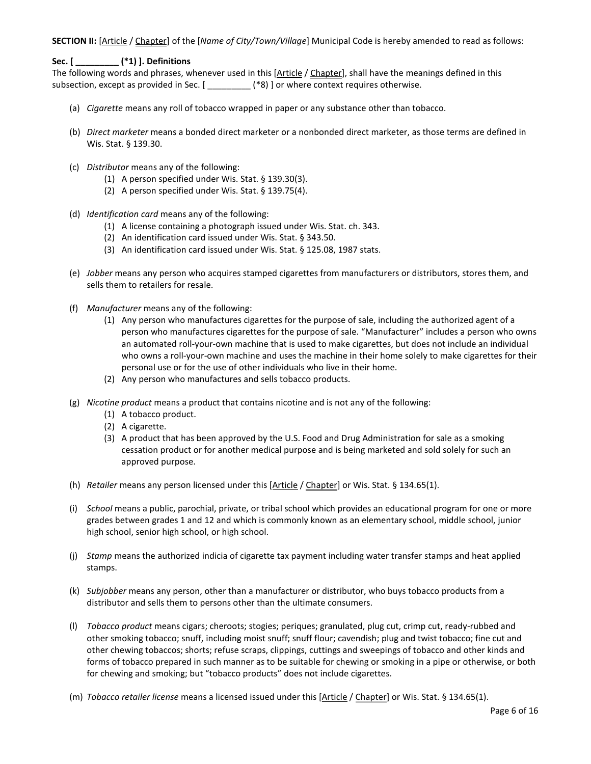**SECTION II:** [Article / Chapter] of the [*Name of City/Town/Village*] Municipal Code is hereby amended to read as follows:

**Sec. [ _________ (*1) ]. Definitions**

The following words and phrases, whenever used in this [Article / Chapter], shall have the meanings defined in this subsection, except as provided in Sec. [ _________ (*8) ] or where context requires otherwise.

(a) *Cigarette* means any roll of tobacco wrapped in paper or any substance other than tobacco.

(b) *Direct marketer* means a bonded direct marketer or a nonbonded direct marketer, as those terms are defined in Wis. Stat. § 139.30.

(c) *Distributor* means any of the following:
   (1) A person specified under Wis. Stat. § 139.30(3).
   (2) A person specified under Wis. Stat. § 139.75(4).

(d) *Identification card* means any of the following:
   (1) A license containing a photograph issued under Wis. Stat. ch. 343.
   (2) An identification card issued under Wis. Stat. § 343.50.
   (3) An identification card issued under Wis. Stat. § 125.08, 1987 stats.

(e) *Jobber* means any person who acquires stamped cigarettes from manufacturers or distributors, stores them, and sells them to retailers for resale.

(f) *Manufacturer* means any of the following:
   (1) Any person who manufactures cigarettes for the purpose of sale, including the authorized agent of a person who manufactures cigarettes for the purpose of sale. "Manufacturer" includes a person who owns an automated roll-your-own machine that is used to make cigarettes, but does not include an individual who owns a roll-your-own machine and uses the machine in their home solely to make cigarettes for their personal use or for the use of other individuals who live in their home.
   (2) Any person who manufactures and sells tobacco products.

(g) *Nicotine product* means a product that contains nicotine and is not any of the following:
   (1) A tobacco product.
   (2) A cigarette.
   (3) A product that has been approved by the U.S. Food and Drug Administration for sale as a smoking cessation product or for another medical purpose and is being marketed and sold solely for such an approved purpose.

(h) *Retailer* means any person licensed under this [Article / Chapter] or Wis. Stat. § 134.65(1).

(i) *School* means a public, parochial, private, or tribal school which provides an educational program for one or more grades between grades 1 and 12 and which is commonly known as an elementary school, middle school, junior high school, senior high school, or high school.

(j) *Stamp* means the authorized indicia of cigarette tax payment including water transfer stamps and heat applied stamps.

(k) *Subjobber* means any person, other than a manufacturer or distributor, who buys tobacco products from a distributor and sells them to persons other than the ultimate consumers.

(l) *Tobacco product* means cigars; cheroots; stogies; periques; granulated, plug cut, crimp cut, ready-rubbed and other smoking tobacco; snuff, including moist snuff; snuff flour; cavendish; plug and twist tobacco; fine cut and other chewing tobaccos; shorts; refuse scraps, clippings, cuttings and sweepings of tobacco and other kinds and forms of tobacco prepared in such manner as to be suitable for chewing or smoking in a pipe or otherwise, or both for chewing and smoking; but "tobacco products" does not include cigarettes.

(m) *Tobacco retailer license* means a licensed issued under this [Article / Chapter] or Wis. Stat. § 134.65(1).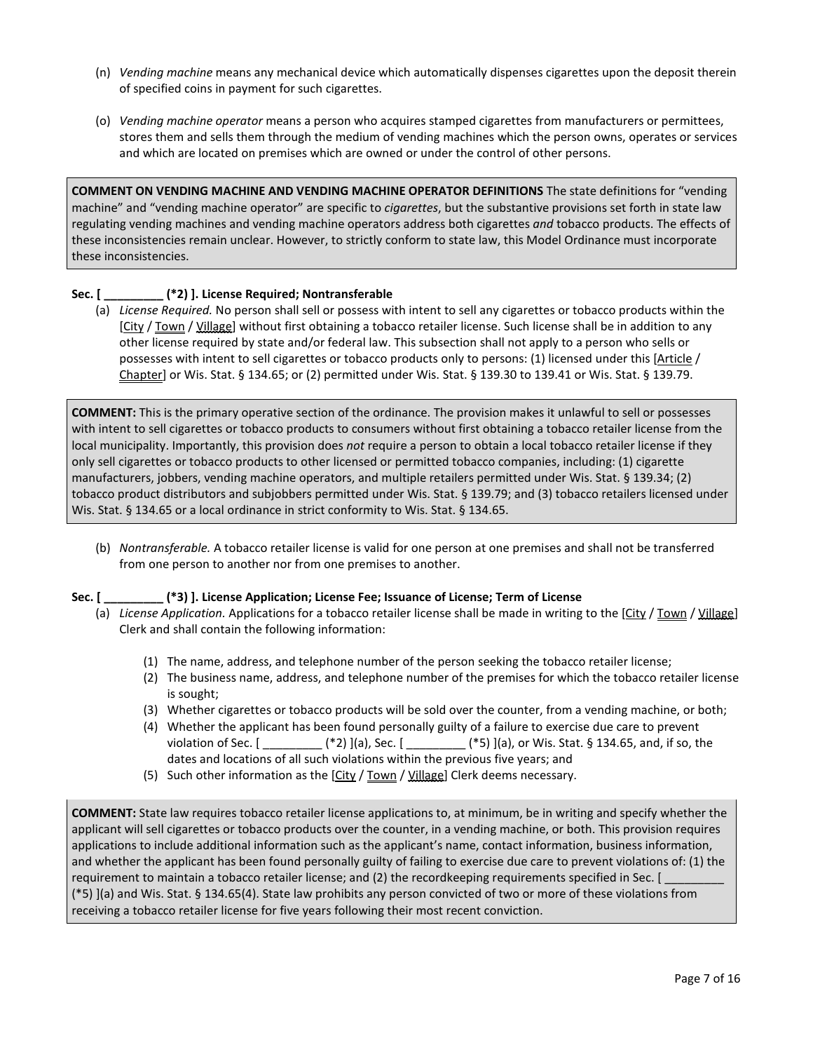(n) *Vending machine* means any mechanical device which automatically dispenses cigarettes upon the deposit therein of specified coins in payment for such cigarettes.

(o) *Vending machine operator* means a person who acquires stamped cigarettes from manufacturers or permittees, stores them and sells them through the medium of vending machines which the person owns, operates or services and which are located on premises which are owned or under the control of other persons.

> **COMMENT ON VENDING MACHINE AND VENDING MACHINE OPERATOR DEFINITIONS** The state definitions for "vending machine" and "vending machine operator" are specific to *cigarettes*, but the substantive provisions set forth in state law regulating vending machines and vending machine operators address both cigarettes *and* tobacco products. The effects of these inconsistencies remain unclear. However, to strictly conform to state law, this Model Ordinance must incorporate these inconsistencies.

**Sec. [ _________ (*2) ]. License Required; Nontransferable**

(a) *License Required.* No person shall sell or possess with intent to sell any cigarettes or tobacco products within the [City / Town / Village] without first obtaining a tobacco retailer license. Such license shall be in addition to any other license required by state and/or federal law. This subsection shall not apply to a person who sells or possesses with intent to sell cigarettes or tobacco products only to persons: (1) licensed under this [Article / Chapter] or Wis. Stat. § 134.65; or (2) permitted under Wis. Stat. § 139.30 to 139.41 or Wis. Stat. § 139.79.

> **COMMENT:** This is the primary operative section of the ordinance. The provision makes it unlawful to sell or possesses with intent to sell cigarettes or tobacco products to consumers without first obtaining a tobacco retailer license from the local municipality. Importantly, this provision does *not* require a person to obtain a local tobacco retailer license if they only sell cigarettes or tobacco products to other licensed or permitted tobacco companies, including: (1) cigarette manufacturers, jobbers, vending machine operators, and multiple retailers permitted under Wis. Stat. § 139.34; (2) tobacco product distributors and subjobbers permitted under Wis. Stat. § 139.79; and (3) tobacco retailers licensed under Wis. Stat. § 134.65 or a local ordinance in strict conformity to Wis. Stat. § 134.65.

(b) *Nontransferable.* A tobacco retailer license is valid for one person at one premises and shall not be transferred from one person to another nor from one premises to another.

**Sec. [ _________ (*3) ]. License Application; License Fee; Issuance of License; Term of License**

(a) *License Application.* Applications for a tobacco retailer license shall be made in writing to the [City / Town / Village] Clerk and shall contain the following information:

(1) The name, address, and telephone number of the person seeking the tobacco retailer license;
(2) The business name, address, and telephone number of the premises for which the tobacco retailer license is sought;
(3) Whether cigarettes or tobacco products will be sold over the counter, from a vending machine, or both;
(4) Whether the applicant has been found personally guilty of a failure to exercise due care to prevent violation of Sec. [ _________ (*2) ](a), Sec. [ _________ (*5) ](a), or Wis. Stat. § 134.65, and, if so, the dates and locations of all such violations within the previous five years; and
(5) Such other information as the [City / Town / Village] Clerk deems necessary.

> **COMMENT:** State law requires tobacco retailer license applications to, at minimum, be in writing and specify whether the applicant will sell cigarettes or tobacco products over the counter, in a vending machine, or both. This provision requires applications to include additional information such as the applicant's name, contact information, business information, and whether the applicant has been found personally guilty of failing to exercise due care to prevent violations of: (1) the requirement to maintain a tobacco retailer license; and (2) the recordkeeping requirements specified in Sec. [ _________ (*5) ](a) and Wis. Stat. § 134.65(4). State law prohibits any person convicted of two or more of these violations from receiving a tobacco retailer license for five years following their most recent conviction.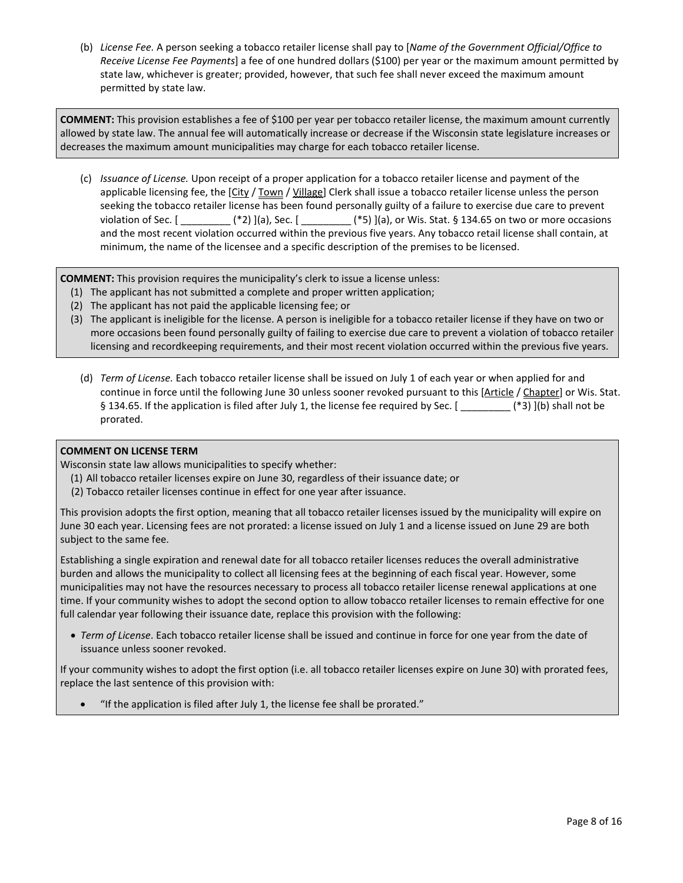(b) *License Fee.* A person seeking a tobacco retailer license shall pay to [*Name of the Government Official/Office to Receive License Fee Payments*] a fee of one hundred dollars ($100) per year or the maximum amount permitted by state law, whichever is greater; provided, however, that such fee shall never exceed the maximum amount permitted by state law.

> **COMMENT:** This provision establishes a fee of $100 per year per tobacco retailer license, the maximum amount currently allowed by state law. The annual fee will automatically increase or decrease if the Wisconsin state legislature increases or decreases the maximum amount municipalities may charge for each tobacco retailer license.

(c) *Issuance of License.* Upon receipt of a proper application for a tobacco retailer license and payment of the applicable licensing fee, the [City / Town / Village] Clerk shall issue a tobacco retailer license unless the person seeking the tobacco retailer license has been found personally guilty of a failure to exercise due care to prevent violation of Sec. [ _________ (*2) ](a), Sec. [ _________ (*5) ](a), or Wis. Stat. § 134.65 on two or more occasions and the most recent violation occurred within the previous five years. Any tobacco retail license shall contain, at minimum, the name of the licensee and a specific description of the premises to be licensed.

> **COMMENT:** This provision requires the municipality's clerk to issue a license unless:
> 1. The applicant has not submitted a complete and proper written application;
> 2. The applicant has not paid the applicable licensing fee; or
> 3. The applicant is ineligible for the license. A person is ineligible for a tobacco retailer license if they have on two or more occasions been found personally guilty of failing to exercise due care to prevent a violation of tobacco retailer licensing and recordkeeping requirements, and their most recent violation occurred within the previous five years.

(d) *Term of License.* Each tobacco retailer license shall be issued on July 1 of each year or when applied for and continue in force until the following June 30 unless sooner revoked pursuant to this [Article / Chapter] or Wis. Stat. § 134.65. If the application is filed after July 1, the license fee required by Sec. [ _________ (*3) ](b) shall not be prorated.

> **COMMENT ON LICENSE TERM**
>
> Wisconsin state law allows municipalities to specify whether:
> 1. All tobacco retailer licenses expire on June 30, regardless of their issuance date; or
> 2. Tobacco retailer licenses continue in effect for one year after issuance.
>
> This provision adopts the first option, meaning that all tobacco retailer licenses issued by the municipality will expire on June 30 each year. Licensing fees are not prorated: a license issued on July 1 and a license issued on June 29 are both subject to the same fee.
>
> Establishing a single expiration and renewal date for all tobacco retailer licenses reduces the overall administrative burden and allows the municipality to collect all licensing fees at the beginning of each fiscal year. However, some municipalities may not have the resources necessary to process all tobacco retailer license renewal applications at one time. If your community wishes to adopt the second option to allow tobacco retailer licenses to remain effective for one full calendar year following their issuance date, replace this provision with the following:
>
> - *Term of License*. Each tobacco retailer license shall be issued and continue in force for one year from the date of issuance unless sooner revoked.
>
> If your community wishes to adopt the first option (i.e. all tobacco retailer licenses expire on June 30) with prorated fees, replace the last sentence of this provision with:
>
> - "If the application is filed after July 1, the license fee shall be prorated."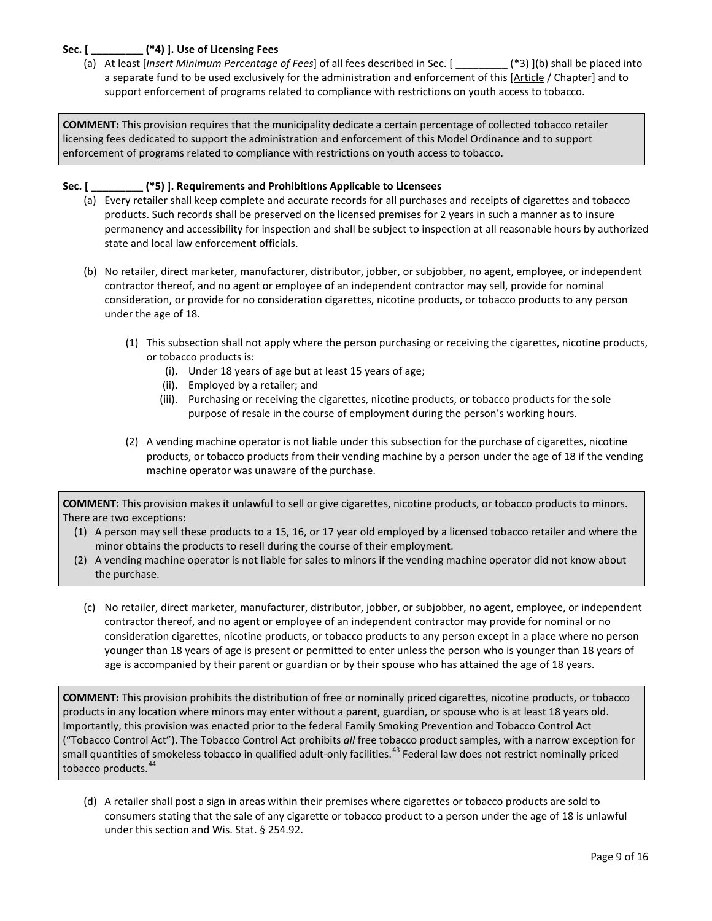**Sec. [ _________ (*4) ]. Use of Licensing Fees**

(a) At least [*Insert Minimum Percentage of Fees*] of all fees described in Sec. [ _________ (*3) ](b) shall be placed into a separate fund to be used exclusively for the administration and enforcement of this [Article / Chapter] and to support enforcement of programs related to compliance with restrictions on youth access to tobacco.

> **COMMENT:** This provision requires that the municipality dedicate a certain percentage of collected tobacco retailer licensing fees dedicated to support the administration and enforcement of this Model Ordinance and to support enforcement of programs related to compliance with restrictions on youth access to tobacco.

**Sec. [ _________ (*5) ]. Requirements and Prohibitions Applicable to Licensees**

(a) Every retailer shall keep complete and accurate records for all purchases and receipts of cigarettes and tobacco products. Such records shall be preserved on the licensed premises for 2 years in such a manner as to insure permanency and accessibility for inspection and shall be subject to inspection at all reasonable hours by authorized state and local law enforcement officials.

(b) No retailer, direct marketer, manufacturer, distributor, jobber, or subjobber, no agent, employee, or independent contractor thereof, and no agent or employee of an independent contractor may sell, provide for nominal consideration, or provide for no consideration cigarettes, nicotine products, or tobacco products to any person under the age of 18.

   (1) This subsection shall not apply where the person purchasing or receiving the cigarettes, nicotine products, or tobacco products is:

      (i). Under 18 years of age but at least 15 years of age;

      (ii). Employed by a retailer; and

      (iii). Purchasing or receiving the cigarettes, nicotine products, or tobacco products for the sole purpose of resale in the course of employment during the person's working hours.

   (2) A vending machine operator is not liable under this subsection for the purchase of cigarettes, nicotine products, or tobacco products from their vending machine by a person under the age of 18 if the vending machine operator was unaware of the purchase.

> **COMMENT:** This provision makes it unlawful to sell or give cigarettes, nicotine products, or tobacco products to minors. There are two exceptions:
>
> (1) A person may sell these products to a 15, 16, or 17 year old employed by a licensed tobacco retailer and where the minor obtains the products to resell during the course of their employment.
>
> (2) A vending machine operator is not liable for sales to minors if the vending machine operator did not know about the purchase.

(c) No retailer, direct marketer, manufacturer, distributor, jobber, or subjobber, no agent, employee, or independent contractor thereof, and no agent or employee of an independent contractor may provide for nominal or no consideration cigarettes, nicotine products, or tobacco products to any person except in a place where no person younger than 18 years of age is present or permitted to enter unless the person who is younger than 18 years of age is accompanied by their parent or guardian or by their spouse who has attained the age of 18 years.

> **COMMENT:** This provision prohibits the distribution of free or nominally priced cigarettes, nicotine products, or tobacco products in any location where minors may enter without a parent, guardian, or spouse who is at least 18 years old. Importantly, this provision was enacted prior to the federal Family Smoking Prevention and Tobacco Control Act ("Tobacco Control Act"). The Tobacco Control Act prohibits *all* free tobacco product samples, with a narrow exception for small quantities of smokeless tobacco in qualified adult-only facilities.[43] Federal law does not restrict nominally priced tobacco products.[44]

(d) A retailer shall post a sign in areas within their premises where cigarettes or tobacco products are sold to consumers stating that the sale of any cigarette or tobacco product to a person under the age of 18 is unlawful under this section and Wis. Stat. § 254.92.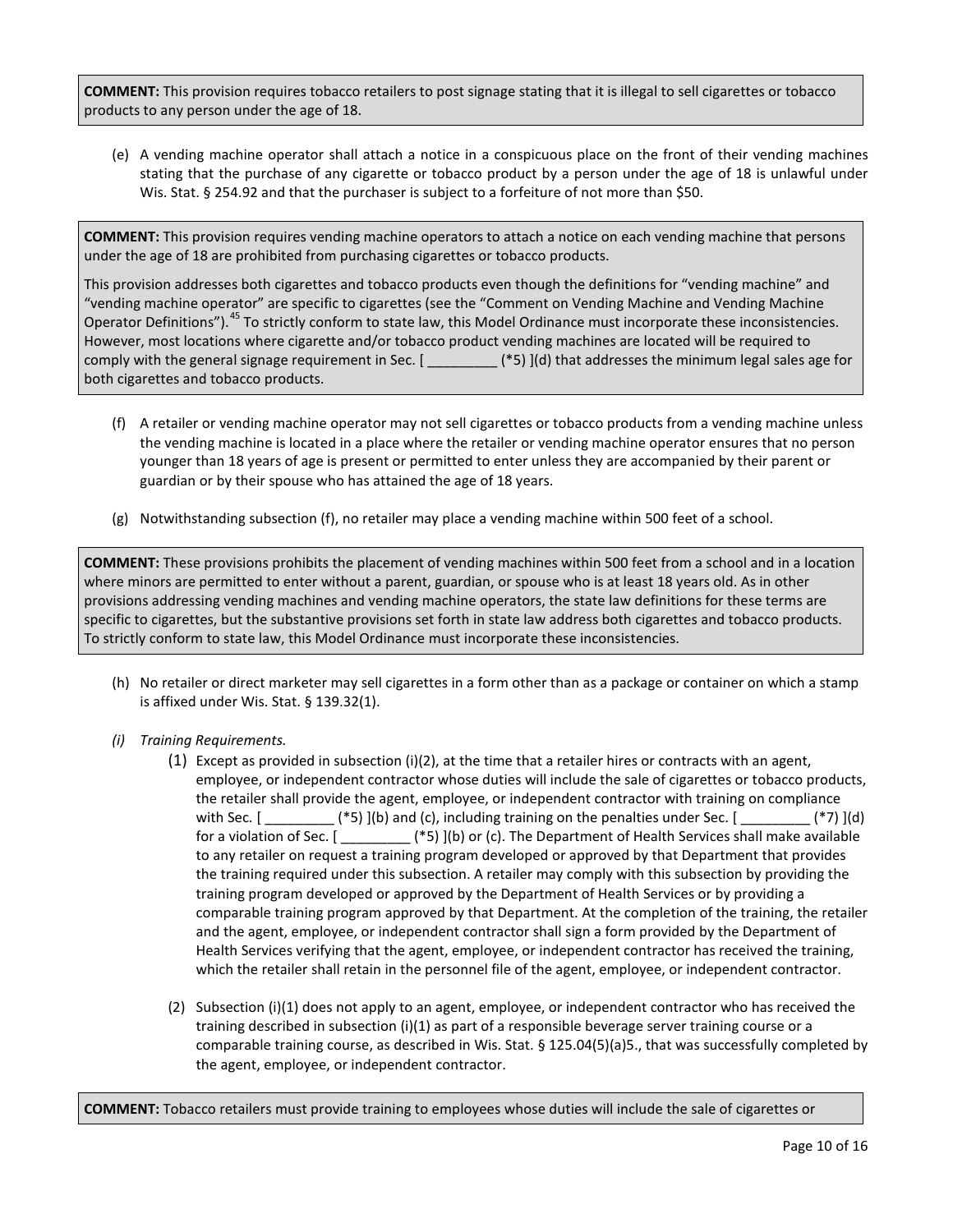**COMMENT:** This provision requires tobacco retailers to post signage stating that it is illegal to sell cigarettes or tobacco products to any person under the age of 18.

(e) A vending machine operator shall attach a notice in a conspicuous place on the front of their vending machines stating that the purchase of any cigarette or tobacco product by a person under the age of 18 is unlawful under Wis. Stat. § 254.92 and that the purchaser is subject to a forfeiture of not more than $50.

**COMMENT:** This provision requires vending machine operators to attach a notice on each vending machine that persons under the age of 18 are prohibited from purchasing cigarettes or tobacco products.

This provision addresses both cigarettes and tobacco products even though the definitions for "vending machine" and "vending machine operator" are specific to cigarettes (see the "Comment on Vending Machine and Vending Machine Operator Definitions").[45] To strictly conform to state law, this Model Ordinance must incorporate these inconsistencies. However, most locations where cigarette and/or tobacco product vending machines are located will be required to comply with the general signage requirement in Sec. [ _________ (*5) ](d) that addresses the minimum legal sales age for both cigarettes and tobacco products.

(f) A retailer or vending machine operator may not sell cigarettes or tobacco products from a vending machine unless the vending machine is located in a place where the retailer or vending machine operator ensures that no person younger than 18 years of age is present or permitted to enter unless they are accompanied by their parent or guardian or by their spouse who has attained the age of 18 years.

(g) Notwithstanding subsection (f), no retailer may place a vending machine within 500 feet of a school.

**COMMENT:** These provisions prohibits the placement of vending machines within 500 feet from a school and in a location where minors are permitted to enter without a parent, guardian, or spouse who is at least 18 years old. As in other provisions addressing vending machines and vending machine operators, the state law definitions for these terms are specific to cigarettes, but the substantive provisions set forth in state law address both cigarettes and tobacco products. To strictly conform to state law, this Model Ordinance must incorporate these inconsistencies.

(h) No retailer or direct marketer may sell cigarettes in a form other than as a package or container on which a stamp is affixed under Wis. Stat. § 139.32(1).

*(i) Training Requirements.*

(1) Except as provided in subsection (i)(2), at the time that a retailer hires or contracts with an agent, employee, or independent contractor whose duties will include the sale of cigarettes or tobacco products, the retailer shall provide the agent, employee, or independent contractor with training on compliance with Sec. [ _________ (*5) ](b) and (c), including training on the penalties under Sec. [ _________ (*7) ](d) for a violation of Sec. [ _________ (*5) ](b) or (c). The Department of Health Services shall make available to any retailer on request a training program developed or approved by that Department that provides the training required under this subsection. A retailer may comply with this subsection by providing the training program developed or approved by the Department of Health Services or by providing a comparable training program approved by that Department. At the completion of the training, the retailer and the agent, employee, or independent contractor shall sign a form provided by the Department of Health Services verifying that the agent, employee, or independent contractor has received the training, which the retailer shall retain in the personnel file of the agent, employee, or independent contractor.

(2) Subsection (i)(1) does not apply to an agent, employee, or independent contractor who has received the training described in subsection (i)(1) as part of a responsible beverage server training course or a comparable training course, as described in Wis. Stat. § 125.04(5)(a)5., that was successfully completed by the agent, employee, or independent contractor.

**COMMENT:** Tobacco retailers must provide training to employees whose duties will include the sale of cigarettes or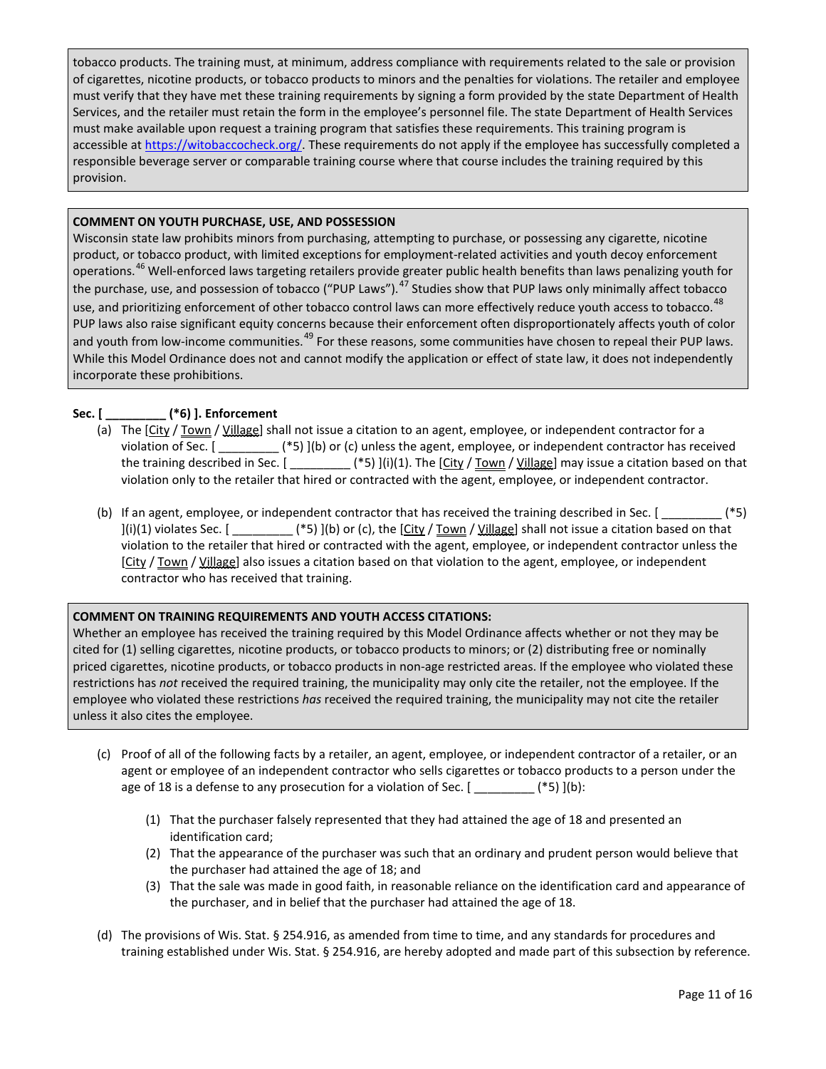tobacco products. The training must, at minimum, address compliance with requirements related to the sale or provision of cigarettes, nicotine products, or tobacco products to minors and the penalties for violations. The retailer and employee must verify that they have met these training requirements by signing a form provided by the state Department of Health Services, and the retailer must retain the form in the employee's personnel file. The state Department of Health Services must make available upon request a training program that satisfies these requirements. This training program is accessible at https://witobaccocheck.org/. These requirements do not apply if the employee has successfully completed a responsible beverage server or comparable training course where that course includes the training required by this provision.

**COMMENT ON YOUTH PURCHASE, USE, AND POSSESSION**

Wisconsin state law prohibits minors from purchasing, attempting to purchase, or possessing any cigarette, nicotine product, or tobacco product, with limited exceptions for employment-related activities and youth decoy enforcement operations.[46] Well-enforced laws targeting retailers provide greater public health benefits than laws penalizing youth for the purchase, use, and possession of tobacco ("PUP Laws").[47] Studies show that PUP laws only minimally affect tobacco use, and prioritizing enforcement of other tobacco control laws can more effectively reduce youth access to tobacco.[48] PUP laws also raise significant equity concerns because their enforcement often disproportionately affects youth of color and youth from low-income communities.[49] For these reasons, some communities have chosen to repeal their PUP laws. While this Model Ordinance does not and cannot modify the application or effect of state law, it does not independently incorporate these prohibitions.

**Sec. [ _________ (*6) ]. Enforcement**

(a) The [City / Town / Village] shall not issue a citation to an agent, employee, or independent contractor for a violation of Sec. [ _________ (*5) ](b) or (c) unless the agent, employee, or independent contractor has received the training described in Sec. [ _________ (*5) ](i)(1). The [City / Town / Village] may issue a citation based on that violation only to the retailer that hired or contracted with the agent, employee, or independent contractor.

(b) If an agent, employee, or independent contractor that has received the training described in Sec. [ _________ (*5) ](i)(1) violates Sec. [ _________ (*5) ](b) or (c), the [City / Town / Village] shall not issue a citation based on that violation to the retailer that hired or contracted with the agent, employee, or independent contractor unless the [City / Town / Village] also issues a citation based on that violation to the agent, employee, or independent contractor who has received that training.

**COMMENT ON TRAINING REQUIREMENTS AND YOUTH ACCESS CITATIONS:**

Whether an employee has received the training required by this Model Ordinance affects whether or not they may be cited for (1) selling cigarettes, nicotine products, or tobacco products to minors; or (2) distributing free or nominally priced cigarettes, nicotine products, or tobacco products in non-age restricted areas. If the employee who violated these restrictions has *not* received the required training, the municipality may only cite the retailer, not the employee. If the employee who violated these restrictions *has* received the required training, the municipality may not cite the retailer unless it also cites the employee.

(c) Proof of all of the following facts by a retailer, an agent, employee, or independent contractor of a retailer, or an agent or employee of an independent contractor who sells cigarettes or tobacco products to a person under the age of 18 is a defense to any prosecution for a violation of Sec. [ _________ (*5) ](b):

(1) That the purchaser falsely represented that they had attained the age of 18 and presented an identification card;

(2) That the appearance of the purchaser was such that an ordinary and prudent person would believe that the purchaser had attained the age of 18; and

(3) That the sale was made in good faith, in reasonable reliance on the identification card and appearance of the purchaser, and in belief that the purchaser had attained the age of 18.

(d) The provisions of Wis. Stat. § 254.916, as amended from time to time, and any standards for procedures and training established under Wis. Stat. § 254.916, are hereby adopted and made part of this subsection by reference.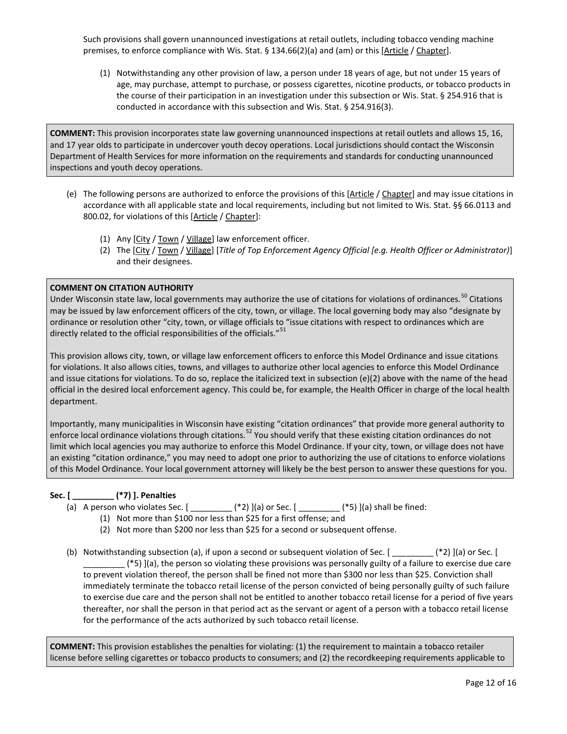Such provisions shall govern unannounced investigations at retail outlets, including tobacco vending machine premises, to enforce compliance with Wis. Stat. § 134.66(2)(a) and (am) or this [Article / Chapter].

(1) Notwithstanding any other provision of law, a person under 18 years of age, but not under 15 years of age, may purchase, attempt to purchase, or possess cigarettes, nicotine products, or tobacco products in the course of their participation in an investigation under this subsection or Wis. Stat. § 254.916 that is conducted in accordance with this subsection and Wis. Stat. § 254.916(3).

> **COMMENT:** This provision incorporates state law governing unannounced inspections at retail outlets and allows 15, 16, and 17 year olds to participate in undercover youth decoy operations. Local jurisdictions should contact the Wisconsin Department of Health Services for more information on the requirements and standards for conducting unannounced inspections and youth decoy operations.

(e) The following persons are authorized to enforce the provisions of this [Article / Chapter] and may issue citations in accordance with all applicable state and local requirements, including but not limited to Wis. Stat. §§ 66.0113 and 800.02, for violations of this [Article / Chapter]:

(1) Any [City / Town / Village] law enforcement officer.
(2) The [City / Town / Village] [*Title of Top Enforcement Agency Official [e.g. Health Officer or Administrator)*] and their designees.

> **COMMENT ON CITATION AUTHORITY**
> Under Wisconsin state law, local governments may authorize the use of citations for violations of ordinances.[50] Citations may be issued by law enforcement officers of the city, town, or village. The local governing body may also "designate by ordinance or resolution other "city, town, or village officials to "issue citations with respect to ordinances which are directly related to the official responsibilities of the officials."[51]
>
> This provision allows city, town, or village law enforcement officers to enforce this Model Ordinance and issue citations for violations. It also allows cities, towns, and villages to authorize other local agencies to enforce this Model Ordinance and issue citations for violations. To do so, replace the italicized text in subsection (e)(2) above with the name of the head official in the desired local enforcement agency. This could be, for example, the Health Officer in charge of the local health department.
>
> Importantly, many municipalities in Wisconsin have existing "citation ordinances" that provide more general authority to enforce local ordinance violations through citations.[52] You should verify that these existing citation ordinances do not limit which local agencies you may authorize to enforce this Model Ordinance. If your city, town, or village does not have an existing "citation ordinance," you may need to adopt one prior to authorizing the use of citations to enforce violations of this Model Ordinance. Your local government attorney will likely be the best person to answer these questions for you.

**Sec. [ _________ (*7) ]. Penalties**

(a) A person who violates Sec. [ _________ (*2) ](a) or Sec. [ _________ (*5) ](a) shall be fined:

(1) Not more than $100 nor less than $25 for a first offense; and
(2) Not more than $200 nor less than $25 for a second or subsequent offense.

(b) Notwithstanding subsection (a), if upon a second or subsequent violation of Sec. [ _________ (*2) ](a) or Sec. [ _________ (*5) ](a), the person so violating these provisions was personally guilty of a failure to exercise due care to prevent violation thereof, the person shall be fined not more than $300 nor less than $25. Conviction shall immediately terminate the tobacco retail license of the person convicted of being personally guilty of such failure to exercise due care and the person shall not be entitled to another tobacco retail license for a period of five years thereafter, nor shall the person in that period act as the servant or agent of a person with a tobacco retail license for the performance of the acts authorized by such tobacco retail license.

> **COMMENT:** This provision establishes the penalties for violating: (1) the requirement to maintain a tobacco retailer license before selling cigarettes or tobacco products to consumers; and (2) the recordkeeping requirements applicable to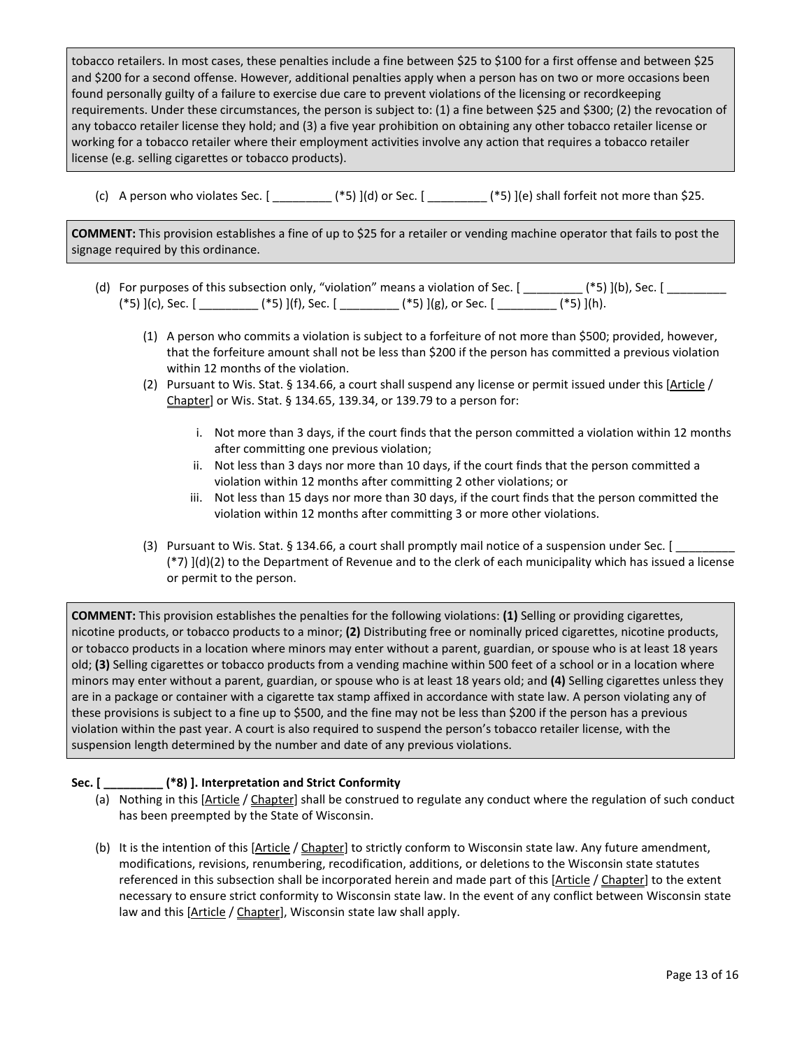tobacco retailers. In most cases, these penalties include a fine between $25 to $100 for a first offense and between $25 and $200 for a second offense. However, additional penalties apply when a person has on two or more occasions been found personally guilty of a failure to exercise due care to prevent violations of the licensing or recordkeeping requirements. Under these circumstances, the person is subject to: (1) a fine between $25 and $300; (2) the revocation of any tobacco retailer license they hold; and (3) a five year prohibition on obtaining any other tobacco retailer license or working for a tobacco retailer where their employment activities involve any action that requires a tobacco retailer license (e.g. selling cigarettes or tobacco products).

(c) A person who violates Sec. [ _________ (*5) ](d) or Sec. [ _________ (*5) ](e) shall forfeit not more than $25.

**COMMENT:** This provision establishes a fine of up to $25 for a retailer or vending machine operator that fails to post the signage required by this ordinance.

(d) For purposes of this subsection only, "violation" means a violation of Sec. [ _________ (*5) ](b), Sec. [ _________ (*5) ](c), Sec. [ _________ (*5) ](f), Sec. [ _________ (*5) ](g), or Sec. [ _________ (*5) ](h).

(1) A person who commits a violation is subject to a forfeiture of not more than $500; provided, however, that the forfeiture amount shall not be less than $200 if the person has committed a previous violation within 12 months of the violation.

(2) Pursuant to Wis. Stat. § 134.66, a court shall suspend any license or permit issued under this [Article / Chapter] or Wis. Stat. § 134.65, 139.34, or 139.79 to a person for:

i. Not more than 3 days, if the court finds that the person committed a violation within 12 months after committing one previous violation;

ii. Not less than 3 days nor more than 10 days, if the court finds that the person committed a violation within 12 months after committing 2 other violations; or

iii. Not less than 15 days nor more than 30 days, if the court finds that the person committed the violation within 12 months after committing 3 or more other violations.

(3) Pursuant to Wis. Stat. § 134.66, a court shall promptly mail notice of a suspension under Sec. [ _________ (*7) ](d)(2) to the Department of Revenue and to the clerk of each municipality which has issued a license or permit to the person.

**COMMENT:** This provision establishes the penalties for the following violations: **(1)** Selling or providing cigarettes, nicotine products, or tobacco products to a minor; **(2)** Distributing free or nominally priced cigarettes, nicotine products, or tobacco products in a location where minors may enter without a parent, guardian, or spouse who is at least 18 years old; **(3)** Selling cigarettes or tobacco products from a vending machine within 500 feet of a school or in a location where minors may enter without a parent, guardian, or spouse who is at least 18 years old; and **(4)** Selling cigarettes unless they are in a package or container with a cigarette tax stamp affixed in accordance with state law. A person violating any of these provisions is subject to a fine up to $500, and the fine may not be less than $200 if the person has a previous violation within the past year. A court is also required to suspend the person's tobacco retailer license, with the suspension length determined by the number and date of any previous violations.

**Sec. [ _________ (*8) ]. Interpretation and Strict Conformity**

(a) Nothing in this [Article / Chapter] shall be construed to regulate any conduct where the regulation of such conduct has been preempted by the State of Wisconsin.

(b) It is the intention of this [Article / Chapter] to strictly conform to Wisconsin state law. Any future amendment, modifications, revisions, renumbering, recodification, additions, or deletions to the Wisconsin state statutes referenced in this subsection shall be incorporated herein and made part of this [Article / Chapter] to the extent necessary to ensure strict conformity to Wisconsin state law. In the event of any conflict between Wisconsin state law and this [Article / Chapter], Wisconsin state law shall apply.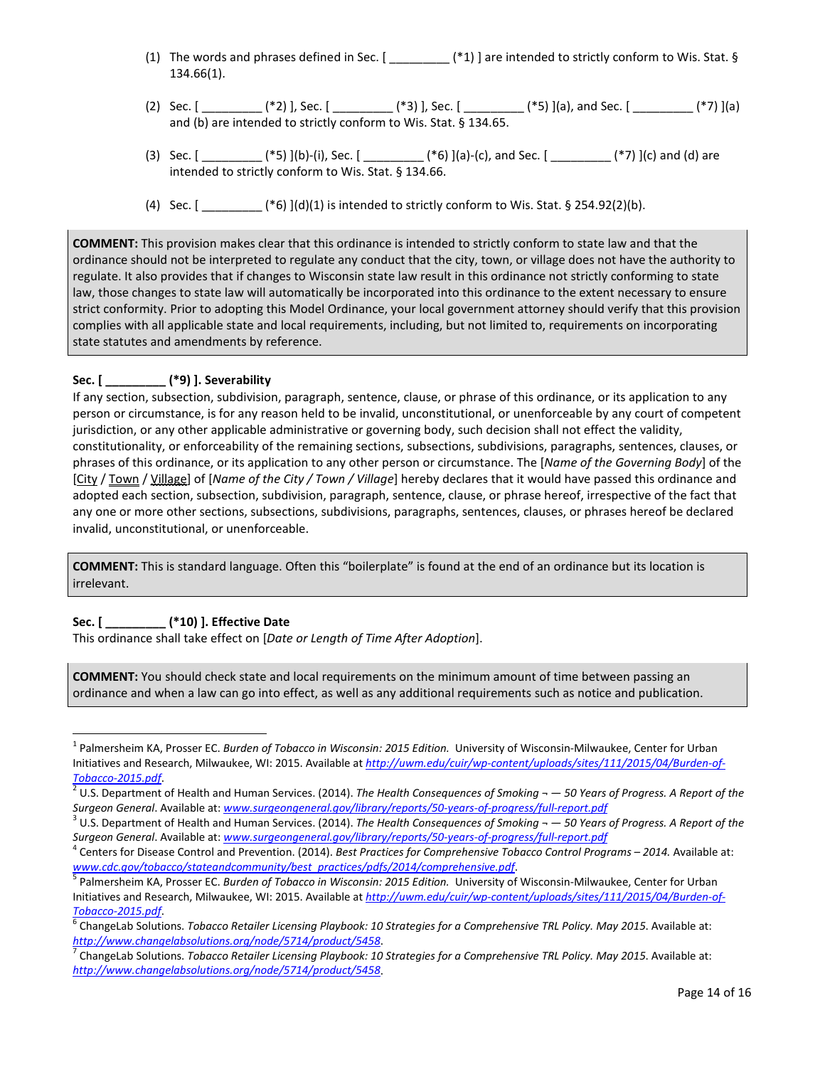(1) The words and phrases defined in Sec. [ _________ (*1) ] are intended to strictly conform to Wis. Stat. § 134.66(1).

(2) Sec. [ _________ (*2) ], Sec. [ _________ (*3) ], Sec. [ _________ (*5) ](a), and Sec. [ _________ (*7) ](a) and (b) are intended to strictly conform to Wis. Stat. § 134.65.

(3) Sec. [ _________ (*5) ](b)-(i), Sec. [ _________ (*6) ](a)-(c), and Sec. [ _________ (*7) ](c) and (d) are intended to strictly conform to Wis. Stat. § 134.66.

(4) Sec. [ _________ (*6) ](d)(1) is intended to strictly conform to Wis. Stat. § 254.92(2)(b).

> **COMMENT:** This provision makes clear that this ordinance is intended to strictly conform to state law and that the ordinance should not be interpreted to regulate any conduct that the city, town, or village does not have the authority to regulate. It also provides that if changes to Wisconsin state law result in this ordinance not strictly conforming to state law, those changes to state law will automatically be incorporated into this ordinance to the extent necessary to ensure strict conformity. Prior to adopting this Model Ordinance, your local government attorney should verify that this provision complies with all applicable state and local requirements, including, but not limited to, requirements on incorporating state statutes and amendments by reference.

**Sec. [ _________ (*9) ]. Severability**

If any section, subsection, subdivision, paragraph, sentence, clause, or phrase of this ordinance, or its application to any person or circumstance, is for any reason held to be invalid, unconstitutional, or unenforceable by any court of competent jurisdiction, or any other applicable administrative or governing body, such decision shall not effect the validity, constitutionality, or enforceability of the remaining sections, subsections, subdivisions, paragraphs, sentences, clauses, or phrases of this ordinance, or its application to any other person or circumstance. The [*Name of the Governing Body*] of the [City / Town / Village] of [*Name of the City / Town / Village*] hereby declares that it would have passed this ordinance and adopted each section, subsection, subdivision, paragraph, sentence, clause, or phrase hereof, irrespective of the fact that any one or more other sections, subsections, subdivisions, paragraphs, sentences, clauses, or phrases hereof be declared invalid, unconstitutional, or unenforceable.

> **COMMENT:** This is standard language. Often this "boilerplate" is found at the end of an ordinance but its location is irrelevant.

**Sec. [ _________ (*10) ]. Effective Date**

This ordinance shall take effect on [*Date or Length of Time After Adoption*].

> **COMMENT:** You should check state and local requirements on the minimum amount of time between passing an ordinance and when a law can go into effect, as well as any additional requirements such as notice and publication.

---

[1] Palmersheim KA, Prosser EC. *Burden of Tobacco in Wisconsin: 2015 Edition.* University of Wisconsin-Milwaukee, Center for Urban Initiatives and Research, Milwaukee, WI: 2015. Available at *http://uwm.edu/cuir/wp-content/uploads/sites/111/2015/04/Burden-of-Tobacco-2015.pdf*.

[2] U.S. Department of Health and Human Services. (2014). *The Health Consequences of Smoking ¬ — 50 Years of Progress. A Report of the Surgeon General*. Available at: *www.surgeongeneral.gov/library/reports/50-years-of-progress/full-report.pdf*

[3] U.S. Department of Health and Human Services. (2014). *The Health Consequences of Smoking ¬ — 50 Years of Progress. A Report of the Surgeon General*. Available at: *www.surgeongeneral.gov/library/reports/50-years-of-progress/full-report.pdf*

[4] Centers for Disease Control and Prevention. (2014). *Best Practices for Comprehensive Tobacco Control Programs – 2014.* Available at: *www.cdc.gov/tobacco/stateandcommunity/best_practices/pdfs/2014/comprehensive.pdf*.

[5] Palmersheim KA, Prosser EC. *Burden of Tobacco in Wisconsin: 2015 Edition.* University of Wisconsin-Milwaukee, Center for Urban Initiatives and Research, Milwaukee, WI: 2015. Available at *http://uwm.edu/cuir/wp-content/uploads/sites/111/2015/04/Burden-of-Tobacco-2015.pdf*.

[6] ChangeLab Solutions. *Tobacco Retailer Licensing Playbook: 10 Strategies for a Comprehensive TRL Policy. May 2015*. Available at: *http://www.changelabsolutions.org/node/5714/product/5458*.

[7] ChangeLab Solutions. *Tobacco Retailer Licensing Playbook: 10 Strategies for a Comprehensive TRL Policy. May 2015*. Available at: *http://www.changelabsolutions.org/node/5714/product/5458*.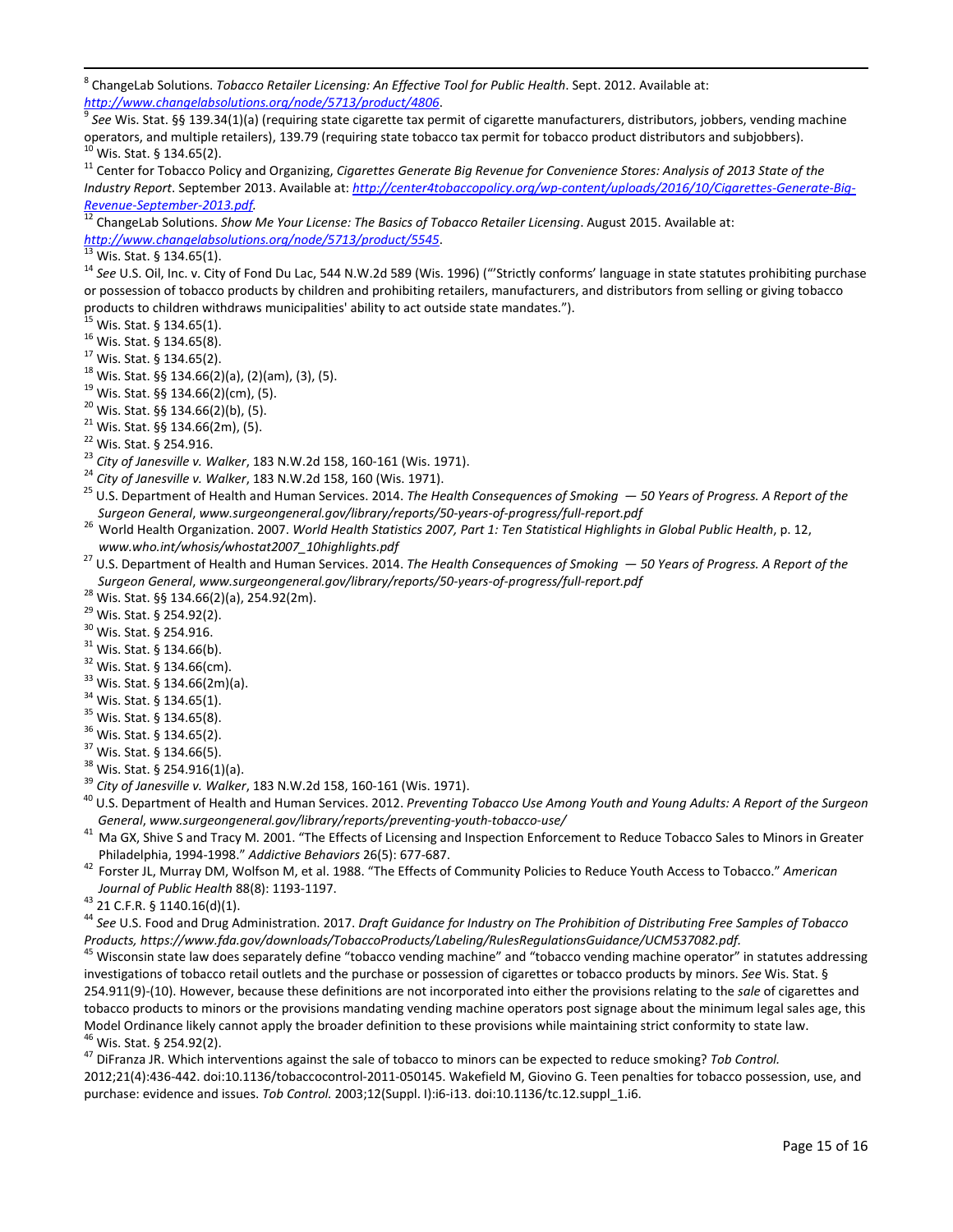[8] ChangeLab Solutions. *Tobacco Retailer Licensing: An Effective Tool for Public Health*. Sept. 2012. Available at: http://www.changelabsolutions.org/node/5713/product/4806.

[9] *See* Wis. Stat. §§ 139.34(1)(a) (requiring state cigarette tax permit of cigarette manufacturers, distributors, jobbers, vending machine operators, and multiple retailers), 139.79 (requiring state tobacco tax permit for tobacco product distributors and subjobbers).

[10] Wis. Stat. § 134.65(2).

[11] Center for Tobacco Policy and Organizing, *Cigarettes Generate Big Revenue for Convenience Stores: Analysis of 2013 State of the Industry Report*. September 2013. Available at: *http://center4tobaccopolicy.org/wp-content/uploads/2016/10/Cigarettes-Generate-Big-Revenue-September-2013.pdf.*

[12] ChangeLab Solutions. *Show Me Your License: The Basics of Tobacco Retailer Licensing*. August 2015. Available at: http://www.changelabsolutions.org/node/5713/product/5545.

[13] Wis. Stat. § 134.65(1).

[14] *See* U.S. Oil, Inc. v. City of Fond Du Lac, 544 N.W.2d 589 (Wis. 1996) ("'Strictly conforms' language in state statutes prohibiting purchase or possession of tobacco products by children and prohibiting retailers, manufacturers, and distributors from selling or giving tobacco products to children withdraws municipalities' ability to act outside state mandates.").

[15] Wis. Stat. § 134.65(1).

[16] Wis. Stat. § 134.65(8).

[17] Wis. Stat. § 134.65(2).

[18] Wis. Stat. §§ 134.66(2)(a), (2)(am), (3), (5).

[19] Wis. Stat. §§ 134.66(2)(cm), (5).

[20] Wis. Stat. §§ 134.66(2)(b), (5).

[21] Wis. Stat. §§ 134.66(2m), (5).

[22] Wis. Stat. § 254.916.

[23] *City of Janesville v. Walker*, 183 N.W.2d 158, 160-161 (Wis. 1971).

[24] *City of Janesville v. Walker*, 183 N.W.2d 158, 160 (Wis. 1971).

[25] U.S. Department of Health and Human Services. 2014. *The Health Consequences of Smoking — 50 Years of Progress. A Report of the Surgeon General*, *www.surgeongeneral.gov/library/reports/50-years-of-progress/full-report.pdf*

[26] World Health Organization. 2007. *World Health Statistics 2007, Part 1: Ten Statistical Highlights in Global Public Health*, p. 12, *www.who.int/whosis/whostat2007_10highlights.pdf*

[27] U.S. Department of Health and Human Services. 2014. *The Health Consequences of Smoking — 50 Years of Progress. A Report of the Surgeon General*, *www.surgeongeneral.gov/library/reports/50-years-of-progress/full-report.pdf*

[28] Wis. Stat. §§ 134.66(2)(a), 254.92(2m).

[29] Wis. Stat. § 254.92(2).

[30] Wis. Stat. § 254.916.

[31] Wis. Stat. § 134.66(b).

[32] Wis. Stat. § 134.66(cm).

[33] Wis. Stat. § 134.66(2m)(a).

[34] Wis. Stat. § 134.65(1).

[35] Wis. Stat. § 134.65(8).

[36] Wis. Stat. § 134.65(2).

[37] Wis. Stat. § 134.66(5).

[38] Wis. Stat. § 254.916(1)(a).

[39] *City of Janesville v. Walker*, 183 N.W.2d 158, 160-161 (Wis. 1971).

[40] U.S. Department of Health and Human Services. 2012. *Preventing Tobacco Use Among Youth and Young Adults: A Report of the Surgeon General*, *www.surgeongeneral.gov/library/reports/preventing-youth-tobacco-use/*

[41] Ma GX, Shive S and Tracy M. 2001. "The Effects of Licensing and Inspection Enforcement to Reduce Tobacco Sales to Minors in Greater Philadelphia, 1994-1998." *Addictive Behaviors* 26(5): 677-687.

[42] Forster JL, Murray DM, Wolfson M, et al. 1988. "The Effects of Community Policies to Reduce Youth Access to Tobacco." *American Journal of Public Health* 88(8): 1193-1197.

[43] 21 C.F.R. § 1140.16(d)(1).

[44] *See* U.S. Food and Drug Administration. 2017. *Draft Guidance for Industry on The Prohibition of Distributing Free Samples of Tobacco Products, https://www.fda.gov/downloads/TobaccoProducts/Labeling/RulesRegulationsGuidance/UCM537082.pdf.*

[45] Wisconsin state law does separately define "tobacco vending machine" and "tobacco vending machine operator" in statutes addressing investigations of tobacco retail outlets and the purchase or possession of cigarettes or tobacco products by minors. *See* Wis. Stat. § 254.911(9)-(10). However, because these definitions are not incorporated into either the provisions relating to the *sale* of cigarettes and tobacco products to minors or the provisions mandating vending machine operators post signage about the minimum legal sales age, this Model Ordinance likely cannot apply the broader definition to these provisions while maintaining strict conformity to state law.

[46] Wis. Stat. § 254.92(2).

[47] DiFranza JR. Which interventions against the sale of tobacco to minors can be expected to reduce smoking? *Tob Control.* 2012;21(4):436-442. doi:10.1136/tobaccocontrol-2011-050145. Wakefield M, Giovino G. Teen penalties for tobacco possession, use, and purchase: evidence and issues. *Tob Control.* 2003;12(Suppl. I):i6-i13. doi:10.1136/tc.12.suppl_1.i6.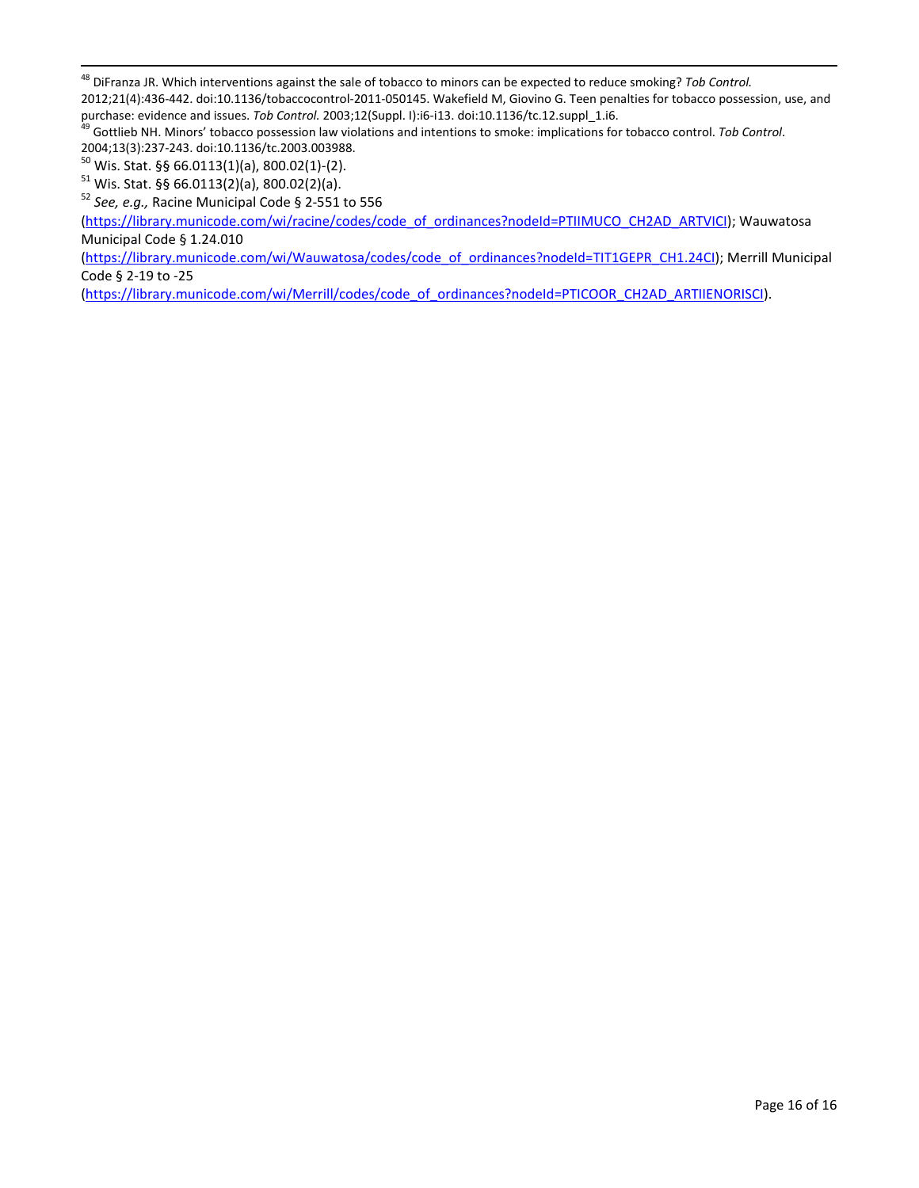[48] DiFranza JR. Which interventions against the sale of tobacco to minors can be expected to reduce smoking? *Tob Control.* 2012;21(4):436-442. doi:10.1136/tobaccocontrol-2011-050145. Wakefield M, Giovino G. Teen penalties for tobacco possession, use, and purchase: evidence and issues. *Tob Control.* 2003;12(Suppl. I):i6-i13. doi:10.1136/tc.12.suppl_1.i6.

[49] Gottlieb NH. Minors' tobacco possession law violations and intentions to smoke: implications for tobacco control. *Tob Control*. 2004;13(3):237-243. doi:10.1136/tc.2003.003988.

[50] Wis. Stat. §§ 66.0113(1)(a), 800.02(1)-(2).

[51] Wis. Stat. §§ 66.0113(2)(a), 800.02(2)(a).

[52] *See, e.g.,* Racine Municipal Code § 2-551 to 556 (https://library.municode.com/wi/racine/codes/code_of_ordinances?nodeId=PTIIMUCO_CH2AD_ARTVICI); Wauwatosa Municipal Code § 1.24.010 (https://library.municode.com/wi/Wauwatosa/codes/code_of_ordinances?nodeId=TIT1GEPR_CH1.24CI); Merrill Municipal Code § 2-19 to -25 (https://library.municode.com/wi/Merrill/codes/code_of_ordinances?nodeId=PTICOOR_CH2AD_ARTIIENORISCI).